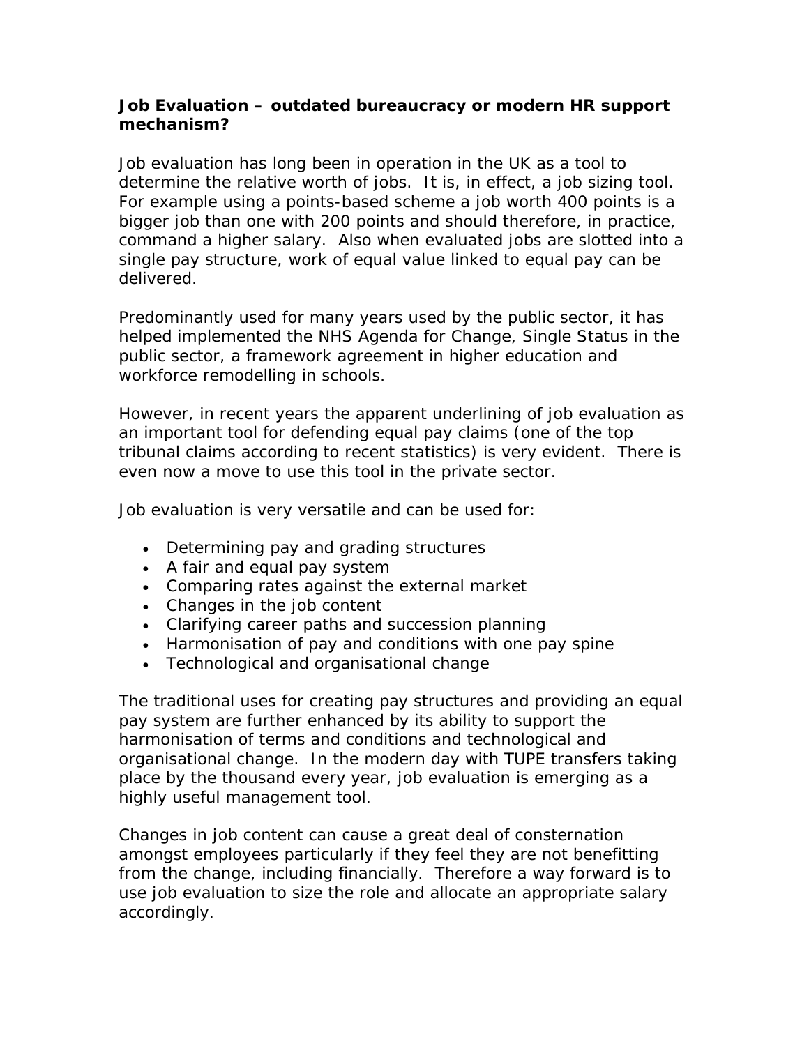**Job Evaluation – outdated bureaucracy or modern HR support mechanism?**

Job evaluation has long been in operation in the UK as a tool to determine the relative worth of jobs. It is, in effect, a job sizing tool. For example using a points-based scheme a job worth 400 points is a bigger job than one with 200 points and should therefore, in practice, command a higher salary. Also when evaluated jobs are slotted into a single pay structure, work of equal value linked to equal pay can be delivered.

Predominantly used for many years used by the public sector, it has helped implemented the NHS Agenda for Change, Single Status in the public sector, a framework agreement in higher education and workforce remodelling in schools.

However, in recent years the apparent underlining of job evaluation as an important tool for defending equal pay claims (one of the top tribunal claims according to recent statistics) is very evident. There is even now a move to use this tool in the private sector.

Job evaluation is very versatile and can be used for:

- Determining pay and grading structures
- A fair and equal pay system
- Comparing rates against the external market
- Changes in the job content
- Clarifying career paths and succession planning
- Harmonisation of pay and conditions with one pay spine
- Technological and organisational change

The traditional uses for creating pay structures and providing an equal pay system are further enhanced by its ability to support the harmonisation of terms and conditions and technological and organisational change. In the modern day with TUPE transfers taking place by the thousand every year, job evaluation is emerging as a highly useful management tool.

Changes in job content can cause a great deal of consternation amongst employees particularly if they feel they are not benefitting from the change, including financially. Therefore a way forward is to use job evaluation to size the role and allocate an appropriate salary accordingly.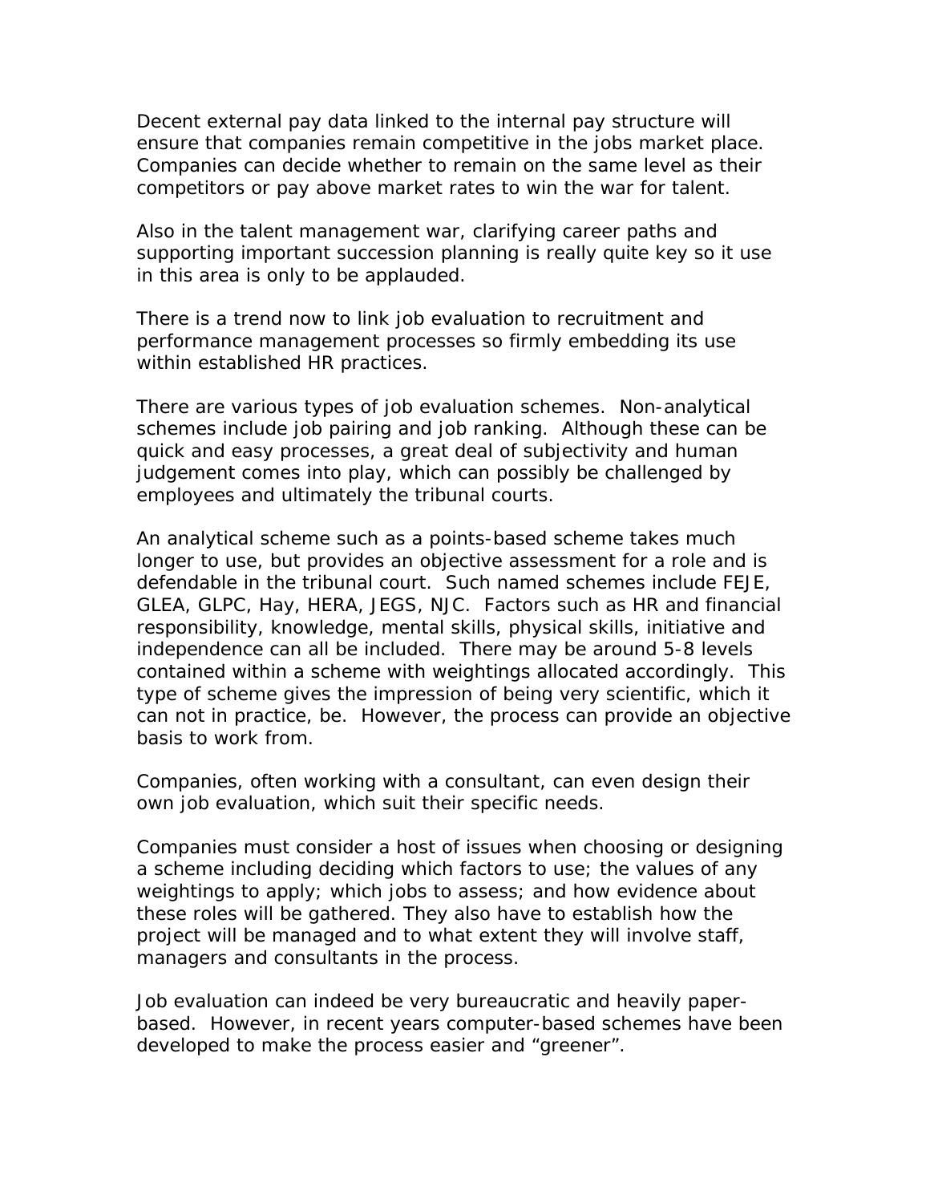Decent external pay data linked to the internal pay structure will ensure that companies remain competitive in the jobs market place. Companies can decide whether to remain on the same level as their competitors or pay above market rates to win the war for talent.

Also in the talent management war, clarifying career paths and supporting important succession planning is really quite key so it use in this area is only to be applauded.

There is a trend now to link job evaluation to recruitment and performance management processes so firmly embedding its use within established HR practices.

There are various types of job evaluation schemes. Non-analytical schemes include job pairing and job ranking. Although these can be quick and easy processes, a great deal of subjectivity and human judgement comes into play, which can possibly be challenged by employees and ultimately the tribunal courts.

An analytical scheme such as a points-based scheme takes much longer to use, but provides an objective assessment for a role and is defendable in the tribunal court. Such named schemes include FEJE, GLEA, GLPC, Hay, HERA, JEGS, NJC. Factors such as HR and financial responsibility, knowledge, mental skills, physical skills, initiative and independence can all be included. There may be around 5-8 levels contained within a scheme with weightings allocated accordingly. This type of scheme gives the impression of being very scientific, which it can not in practice, be. However, the process can provide an objective basis to work from.

Companies, often working with a consultant, can even design their own job evaluation, which suit their specific needs.

Companies must consider a host of issues when choosing or designing a scheme including deciding which factors to use; the values of any weightings to apply; which jobs to assess; and how evidence about these roles will be gathered. They also have to establish how the project will be managed and to what extent they will involve staff, managers and consultants in the process.

Job evaluation can indeed be very bureaucratic and heavily paper-based. However, in recent years computer-based schemes have been developed to make the process easier and "greener".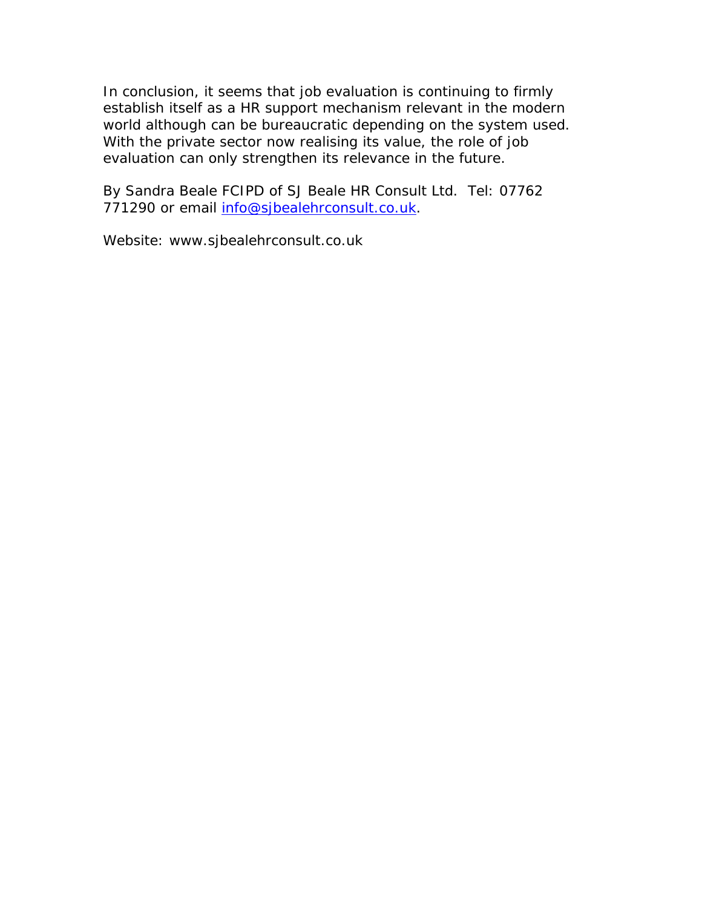In conclusion, it seems that job evaluation is continuing to firmly establish itself as a HR support mechanism relevant in the modern world although can be bureaucratic depending on the system used. With the private sector now realising its value, the role of job evaluation can only strengthen its relevance in the future.

By Sandra Beale FCIPD of SJ Beale HR Consult Ltd. Tel: 07762 771290 or email info@sjbealehrconsult.co.uk.

Website: www.sjbealehrconsult.co.uk